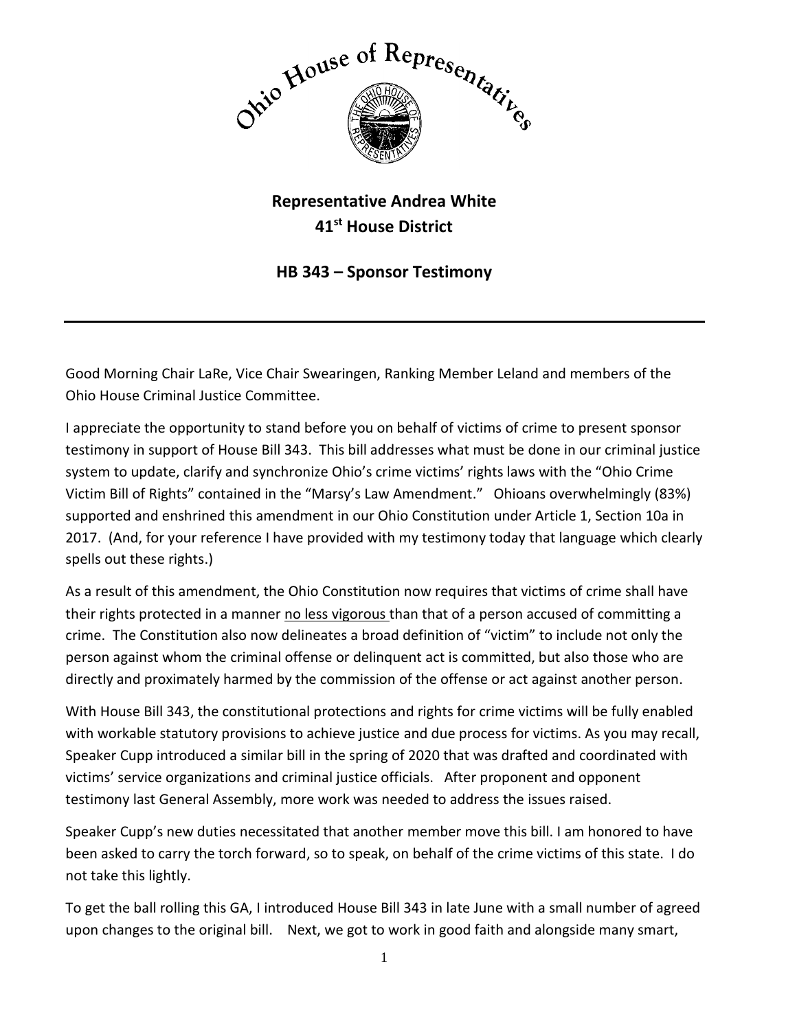Ohio House of Representatives

**Representative Andrea White**
**41st House District**

**HB 343 – Sponsor Testimony**

---

Good Morning Chair LaRe, Vice Chair Swearingen, Ranking Member Leland and members of the Ohio House Criminal Justice Committee.

I appreciate the opportunity to stand before you on behalf of victims of crime to present sponsor testimony in support of House Bill 343. This bill addresses what must be done in our criminal justice system to update, clarify and synchronize Ohio's crime victims' rights laws with the "Ohio Crime Victim Bill of Rights" contained in the "Marsy's Law Amendment." Ohioans overwhelmingly (83%) supported and enshrined this amendment in our Ohio Constitution under Article 1, Section 10a in 2017. (And, for your reference I have provided with my testimony today that language which clearly spells out these rights.)

As a result of this amendment, the Ohio Constitution now requires that victims of crime shall have their rights protected in a manner <u>no less vigorous</u> than that of a person accused of committing a crime. The Constitution also now delineates a broad definition of "victim" to include not only the person against whom the criminal offense or delinquent act is committed, but also those who are directly and proximately harmed by the commission of the offense or act against another person.

With House Bill 343, the constitutional protections and rights for crime victims will be fully enabled with workable statutory provisions to achieve justice and due process for victims. As you may recall, Speaker Cupp introduced a similar bill in the spring of 2020 that was drafted and coordinated with victims' service organizations and criminal justice officials. After proponent and opponent testimony last General Assembly, more work was needed to address the issues raised.

Speaker Cupp's new duties necessitated that another member move this bill. I am honored to have been asked to carry the torch forward, so to speak, on behalf of the crime victims of this state. I do not take this lightly.

To get the ball rolling this GA, I introduced House Bill 343 in late June with a small number of agreed upon changes to the original bill. Next, we got to work in good faith and alongside many smart,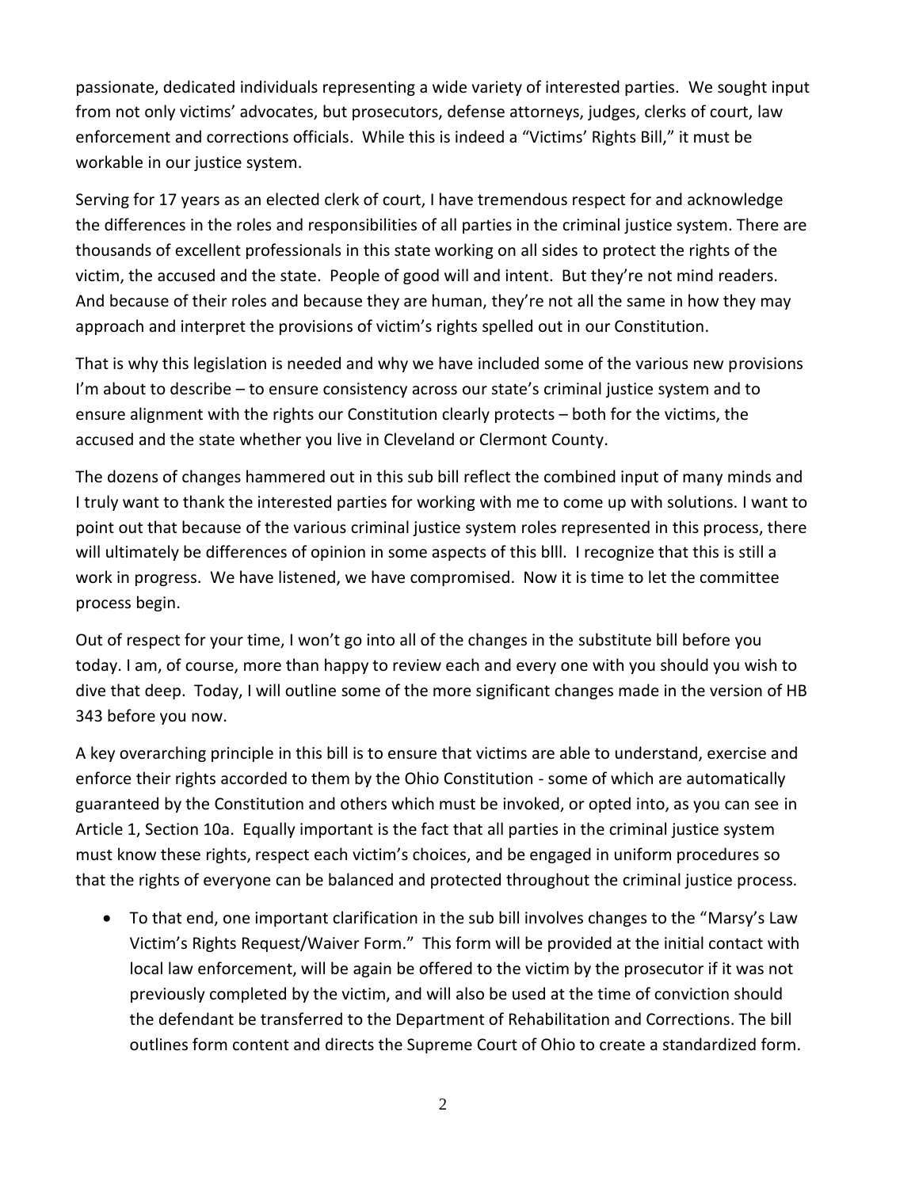passionate, dedicated individuals representing a wide variety of interested parties. We sought input from not only victims' advocates, but prosecutors, defense attorneys, judges, clerks of court, law enforcement and corrections officials. While this is indeed a "Victims' Rights Bill," it must be workable in our justice system.

Serving for 17 years as an elected clerk of court, I have tremendous respect for and acknowledge the differences in the roles and responsibilities of all parties in the criminal justice system. There are thousands of excellent professionals in this state working on all sides to protect the rights of the victim, the accused and the state. People of good will and intent. But they're not mind readers. And because of their roles and because they are human, they're not all the same in how they may approach and interpret the provisions of victim's rights spelled out in our Constitution.

That is why this legislation is needed and why we have included some of the various new provisions I'm about to describe – to ensure consistency across our state's criminal justice system and to ensure alignment with the rights our Constitution clearly protects – both for the victims, the accused and the state whether you live in Cleveland or Clermont County.

The dozens of changes hammered out in this sub bill reflect the combined input of many minds and I truly want to thank the interested parties for working with me to come up with solutions. I want to point out that because of the various criminal justice system roles represented in this process, there will ultimately be differences of opinion in some aspects of this blll. I recognize that this is still a work in progress. We have listened, we have compromised. Now it is time to let the committee process begin.

Out of respect for your time, I won't go into all of the changes in the substitute bill before you today. I am, of course, more than happy to review each and every one with you should you wish to dive that deep. Today, I will outline some of the more significant changes made in the version of HB 343 before you now.

A key overarching principle in this bill is to ensure that victims are able to understand, exercise and enforce their rights accorded to them by the Ohio Constitution - some of which are automatically guaranteed by the Constitution and others which must be invoked, or opted into, as you can see in Article 1, Section 10a. Equally important is the fact that all parties in the criminal justice system must know these rights, respect each victim's choices, and be engaged in uniform procedures so that the rights of everyone can be balanced and protected throughout the criminal justice process.

- To that end, one important clarification in the sub bill involves changes to the "Marsy's Law Victim's Rights Request/Waiver Form." This form will be provided at the initial contact with local law enforcement, will be again be offered to the victim by the prosecutor if it was not previously completed by the victim, and will also be used at the time of conviction should the defendant be transferred to the Department of Rehabilitation and Corrections. The bill outlines form content and directs the Supreme Court of Ohio to create a standardized form.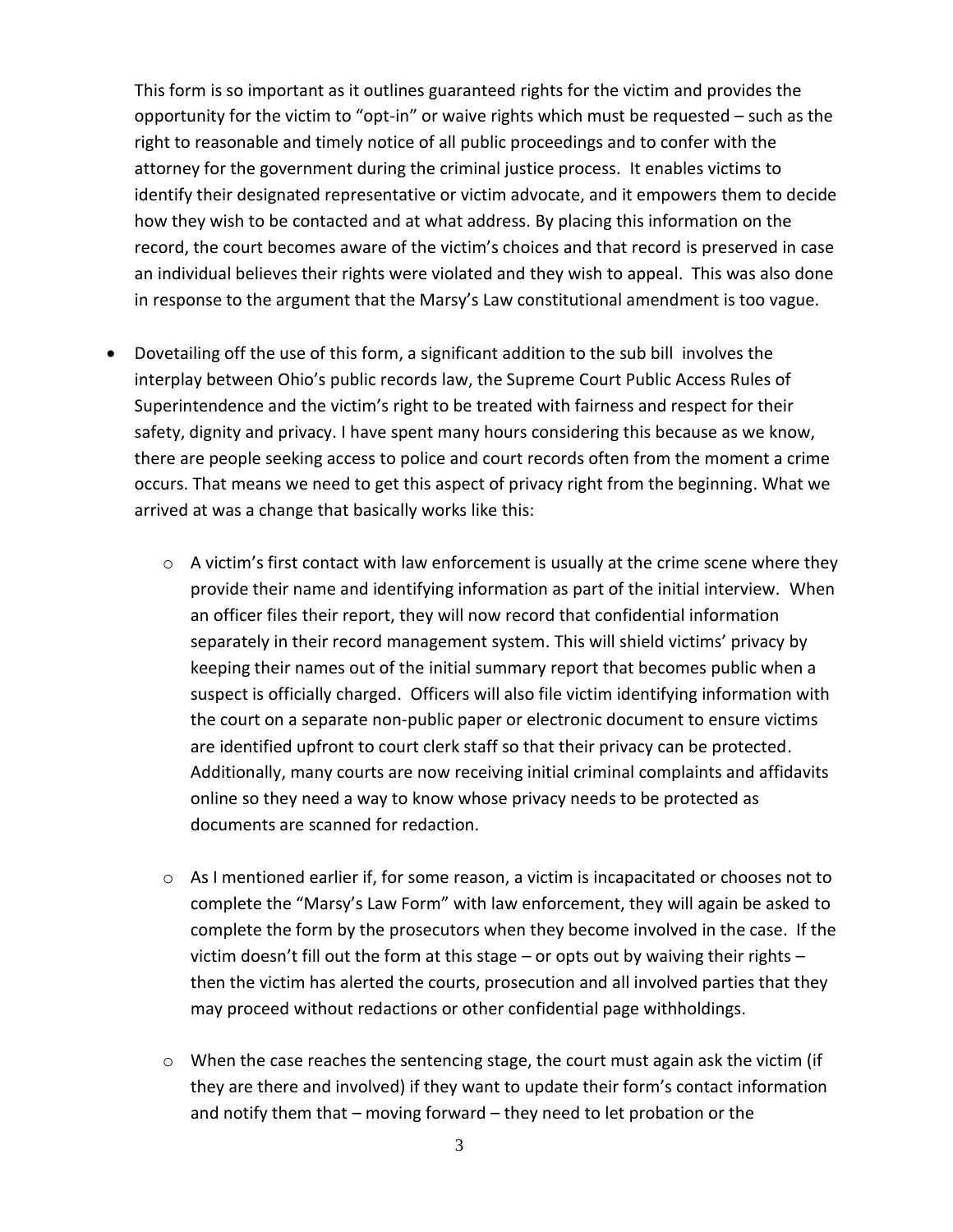This form is so important as it outlines guaranteed rights for the victim and provides the opportunity for the victim to "opt-in" or waive rights which must be requested – such as the right to reasonable and timely notice of all public proceedings and to confer with the attorney for the government during the criminal justice process. It enables victims to identify their designated representative or victim advocate, and it empowers them to decide how they wish to be contacted and at what address. By placing this information on the record, the court becomes aware of the victim's choices and that record is preserved in case an individual believes their rights were violated and they wish to appeal. This was also done in response to the argument that the Marsy's Law constitutional amendment is too vague.

- Dovetailing off the use of this form, a significant addition to the sub bill involves the interplay between Ohio's public records law, the Supreme Court Public Access Rules of Superintendence and the victim's right to be treated with fairness and respect for their safety, dignity and privacy. I have spent many hours considering this because as we know, there are people seeking access to police and court records often from the moment a crime occurs. That means we need to get this aspect of privacy right from the beginning. What we arrived at was a change that basically works like this:

  - A victim's first contact with law enforcement is usually at the crime scene where they provide their name and identifying information as part of the initial interview. When an officer files their report, they will now record that confidential information separately in their record management system. This will shield victims' privacy by keeping their names out of the initial summary report that becomes public when a suspect is officially charged. Officers will also file victim identifying information with the court on a separate non-public paper or electronic document to ensure victims are identified upfront to court clerk staff so that their privacy can be protected. Additionally, many courts are now receiving initial criminal complaints and affidavits online so they need a way to know whose privacy needs to be protected as documents are scanned for redaction.

  - As I mentioned earlier if, for some reason, a victim is incapacitated or chooses not to complete the "Marsy's Law Form" with law enforcement, they will again be asked to complete the form by the prosecutors when they become involved in the case. If the victim doesn't fill out the form at this stage – or opts out by waiving their rights – then the victim has alerted the courts, prosecution and all involved parties that they may proceed without redactions or other confidential page withholdings.

  - When the case reaches the sentencing stage, the court must again ask the victim (if they are there and involved) if they want to update their form's contact information and notify them that – moving forward – they need to let probation or the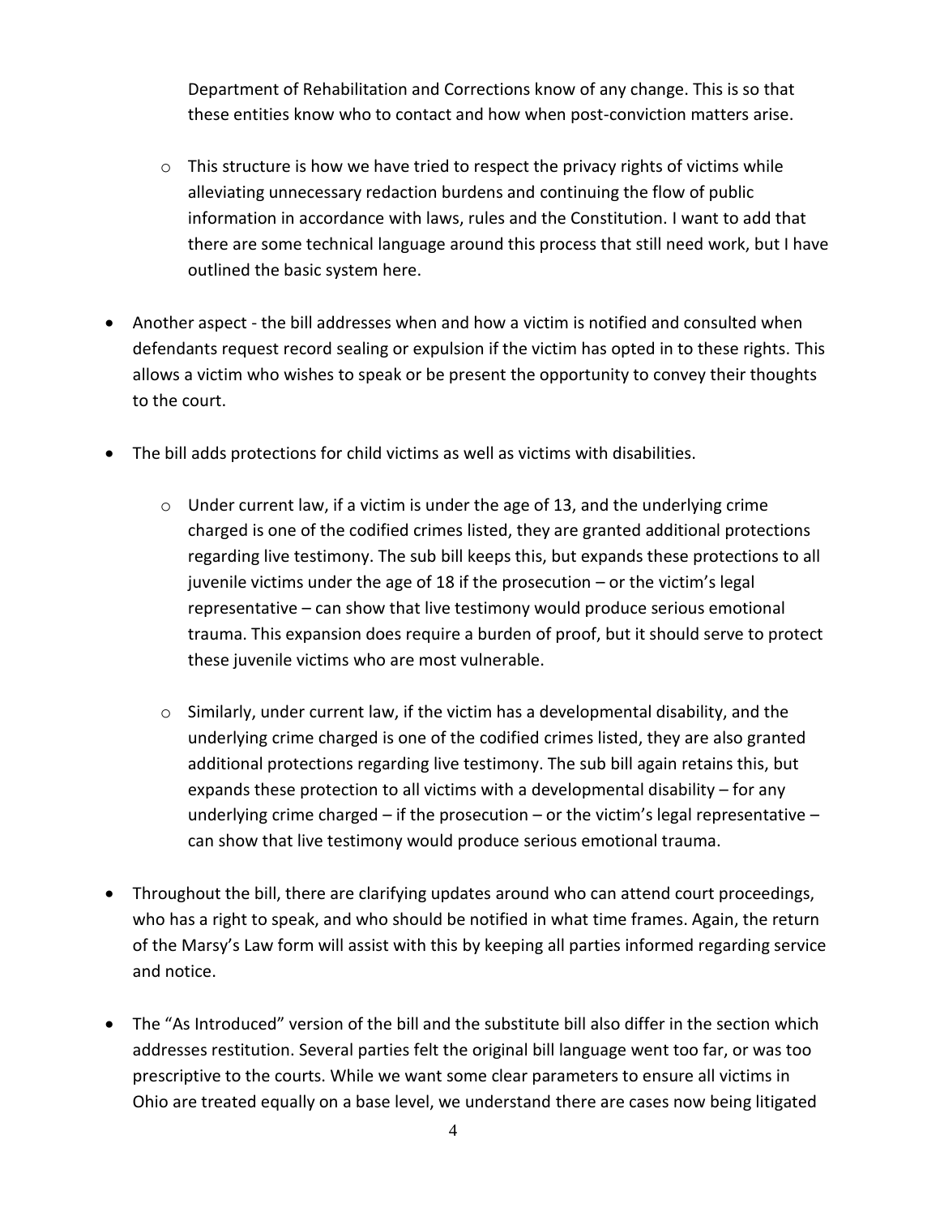Department of Rehabilitation and Corrections know of any change. This is so that these entities know who to contact and how when post-conviction matters arise.

  - This structure is how we have tried to respect the privacy rights of victims while alleviating unnecessary redaction burdens and continuing the flow of public information in accordance with laws, rules and the Constitution. I want to add that there are some technical language around this process that still need work, but I have outlined the basic system here.

- Another aspect - the bill addresses when and how a victim is notified and consulted when defendants request record sealing or expulsion if the victim has opted in to these rights. This allows a victim who wishes to speak or be present the opportunity to convey their thoughts to the court.

- The bill adds protections for child victims as well as victims with disabilities.

  - Under current law, if a victim is under the age of 13, and the underlying crime charged is one of the codified crimes listed, they are granted additional protections regarding live testimony. The sub bill keeps this, but expands these protections to all juvenile victims under the age of 18 if the prosecution – or the victim's legal representative – can show that live testimony would produce serious emotional trauma. This expansion does require a burden of proof, but it should serve to protect these juvenile victims who are most vulnerable.

  - Similarly, under current law, if the victim has a developmental disability, and the underlying crime charged is one of the codified crimes listed, they are also granted additional protections regarding live testimony. The sub bill again retains this, but expands these protection to all victims with a developmental disability – for any underlying crime charged – if the prosecution – or the victim's legal representative – can show that live testimony would produce serious emotional trauma.

- Throughout the bill, there are clarifying updates around who can attend court proceedings, who has a right to speak, and who should be notified in what time frames. Again, the return of the Marsy's Law form will assist with this by keeping all parties informed regarding service and notice.

- The "As Introduced" version of the bill and the substitute bill also differ in the section which addresses restitution. Several parties felt the original bill language went too far, or was too prescriptive to the courts. While we want some clear parameters to ensure all victims in Ohio are treated equally on a base level, we understand there are cases now being litigated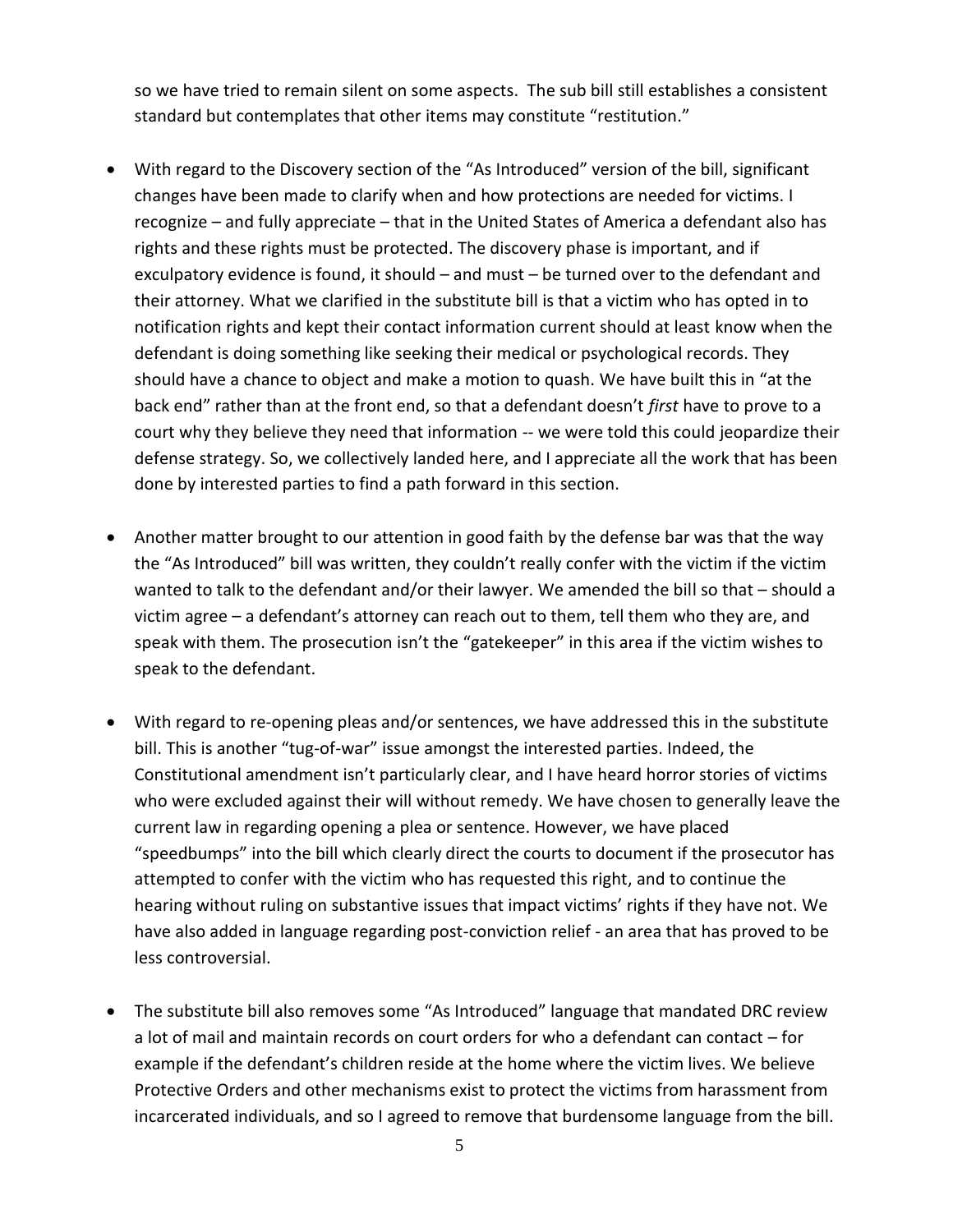so we have tried to remain silent on some aspects. The sub bill still establishes a consistent standard but contemplates that other items may constitute "restitution."

- With regard to the Discovery section of the "As Introduced" version of the bill, significant changes have been made to clarify when and how protections are needed for victims. I recognize – and fully appreciate – that in the United States of America a defendant also has rights and these rights must be protected. The discovery phase is important, and if exculpatory evidence is found, it should – and must – be turned over to the defendant and their attorney. What we clarified in the substitute bill is that a victim who has opted in to notification rights and kept their contact information current should at least know when the defendant is doing something like seeking their medical or psychological records. They should have a chance to object and make a motion to quash. We have built this in "at the back end" rather than at the front end, so that a defendant doesn't *first* have to prove to a court why they believe they need that information -- we were told this could jeopardize their defense strategy. So, we collectively landed here, and I appreciate all the work that has been done by interested parties to find a path forward in this section.

- Another matter brought to our attention in good faith by the defense bar was that the way the "As Introduced" bill was written, they couldn't really confer with the victim if the victim wanted to talk to the defendant and/or their lawyer. We amended the bill so that – should a victim agree – a defendant's attorney can reach out to them, tell them who they are, and speak with them. The prosecution isn't the "gatekeeper" in this area if the victim wishes to speak to the defendant.

- With regard to re-opening pleas and/or sentences, we have addressed this in the substitute bill. This is another "tug-of-war" issue amongst the interested parties. Indeed, the Constitutional amendment isn't particularly clear, and I have heard horror stories of victims who were excluded against their will without remedy. We have chosen to generally leave the current law in regarding opening a plea or sentence. However, we have placed "speedbumps" into the bill which clearly direct the courts to document if the prosecutor has attempted to confer with the victim who has requested this right, and to continue the hearing without ruling on substantive issues that impact victims' rights if they have not. We have also added in language regarding post-conviction relief - an area that has proved to be less controversial.

- The substitute bill also removes some "As Introduced" language that mandated DRC review a lot of mail and maintain records on court orders for who a defendant can contact – for example if the defendant's children reside at the home where the victim lives. We believe Protective Orders and other mechanisms exist to protect the victims from harassment from incarcerated individuals, and so I agreed to remove that burdensome language from the bill.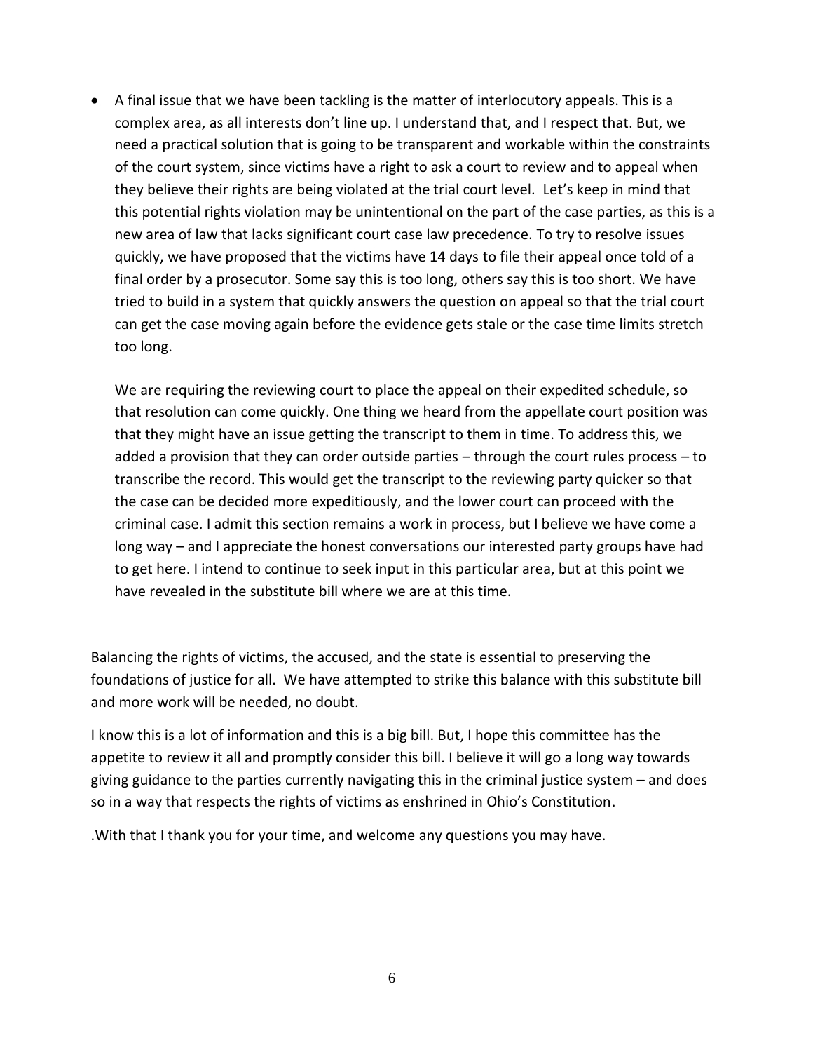- A final issue that we have been tackling is the matter of interlocutory appeals. This is a complex area, as all interests don't line up. I understand that, and I respect that. But, we need a practical solution that is going to be transparent and workable within the constraints of the court system, since victims have a right to ask a court to review and to appeal when they believe their rights are being violated at the trial court level. Let's keep in mind that this potential rights violation may be unintentional on the part of the case parties, as this is a new area of law that lacks significant court case law precedence. To try to resolve issues quickly, we have proposed that the victims have 14 days to file their appeal once told of a final order by a prosecutor. Some say this is too long, others say this is too short. We have tried to build in a system that quickly answers the question on appeal so that the trial court can get the case moving again before the evidence gets stale or the case time limits stretch too long.

  We are requiring the reviewing court to place the appeal on their expedited schedule, so that resolution can come quickly. One thing we heard from the appellate court position was that they might have an issue getting the transcript to them in time. To address this, we added a provision that they can order outside parties – through the court rules process – to transcribe the record. This would get the transcript to the reviewing party quicker so that the case can be decided more expeditiously, and the lower court can proceed with the criminal case. I admit this section remains a work in process, but I believe we have come a long way – and I appreciate the honest conversations our interested party groups have had to get here. I intend to continue to seek input in this particular area, but at this point we have revealed in the substitute bill where we are at this time.

Balancing the rights of victims, the accused, and the state is essential to preserving the foundations of justice for all. We have attempted to strike this balance with this substitute bill and more work will be needed, no doubt.

I know this is a lot of information and this is a big bill. But, I hope this committee has the appetite to review it all and promptly consider this bill. I believe it will go a long way towards giving guidance to the parties currently navigating this in the criminal justice system – and does so in a way that respects the rights of victims as enshrined in Ohio's Constitution.

.With that I thank you for your time, and welcome any questions you may have.